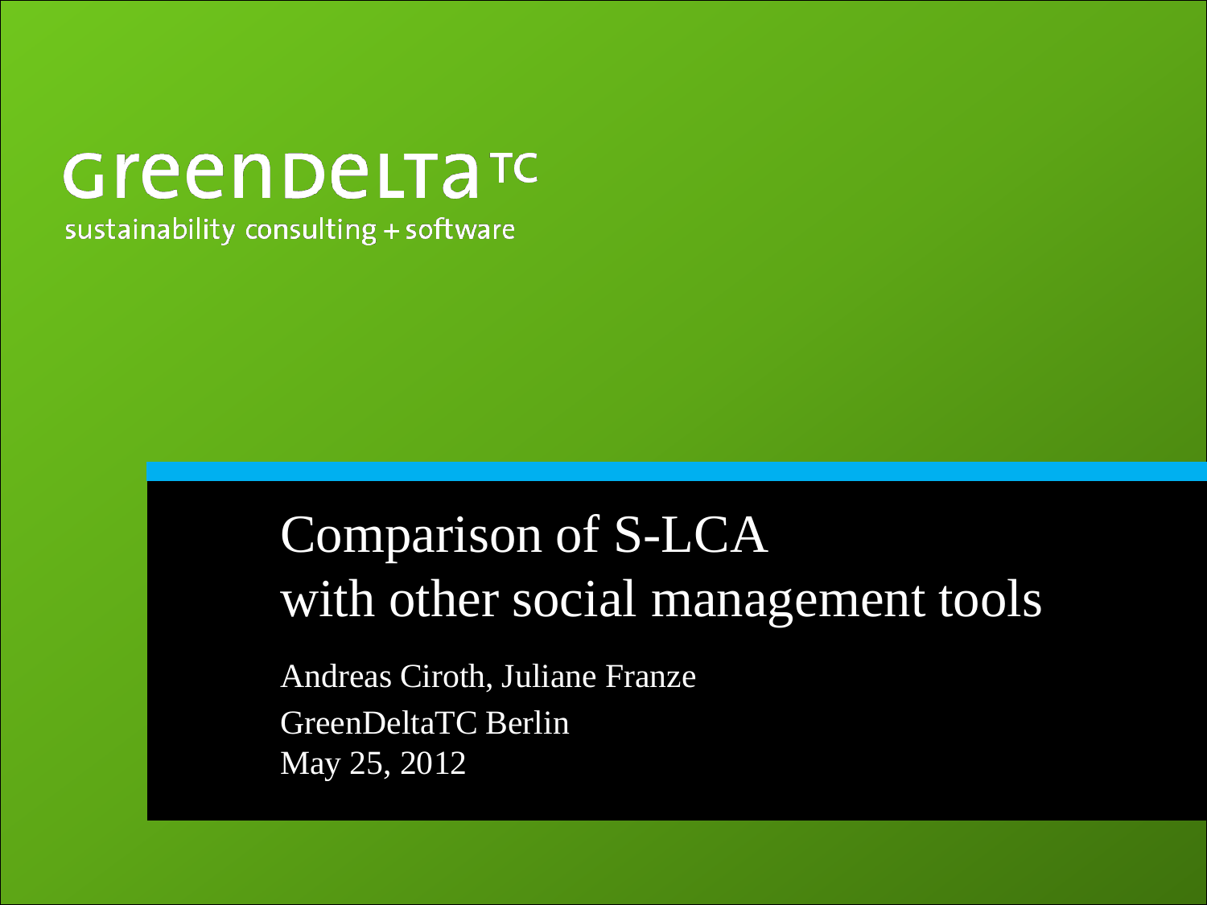GreenDeltaTC

sustainability consulting + software

# Comparison of S-LCA with other social management tools

Andreas Ciroth, Juliane Franze

GreenDeltaTC Berlin

May 25, 2012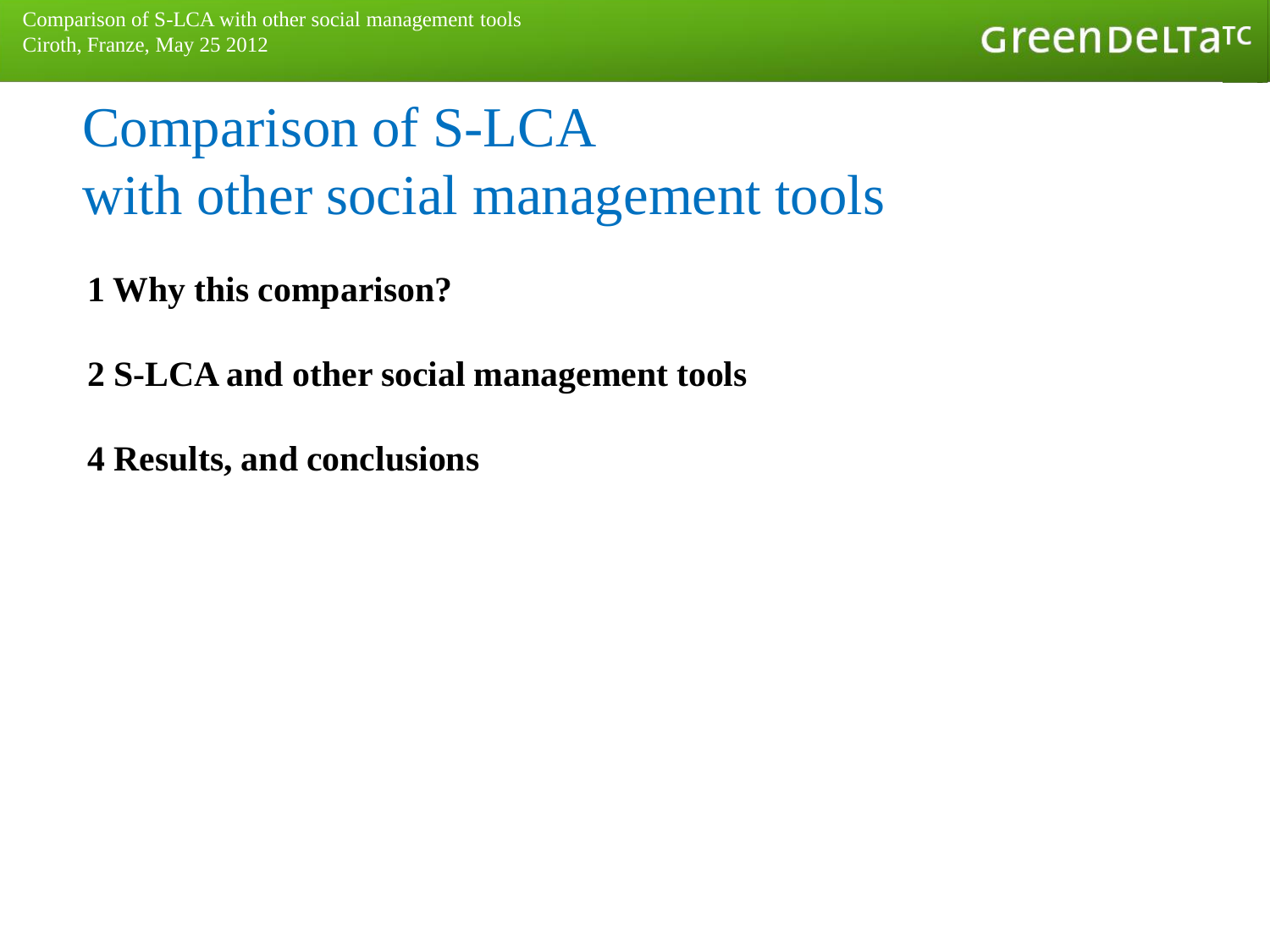# Comparison of S-LCA with other social management tools

**1 Why this comparison?**

**2 S-LCA and other social management tools**

**4 Results, and conclusions**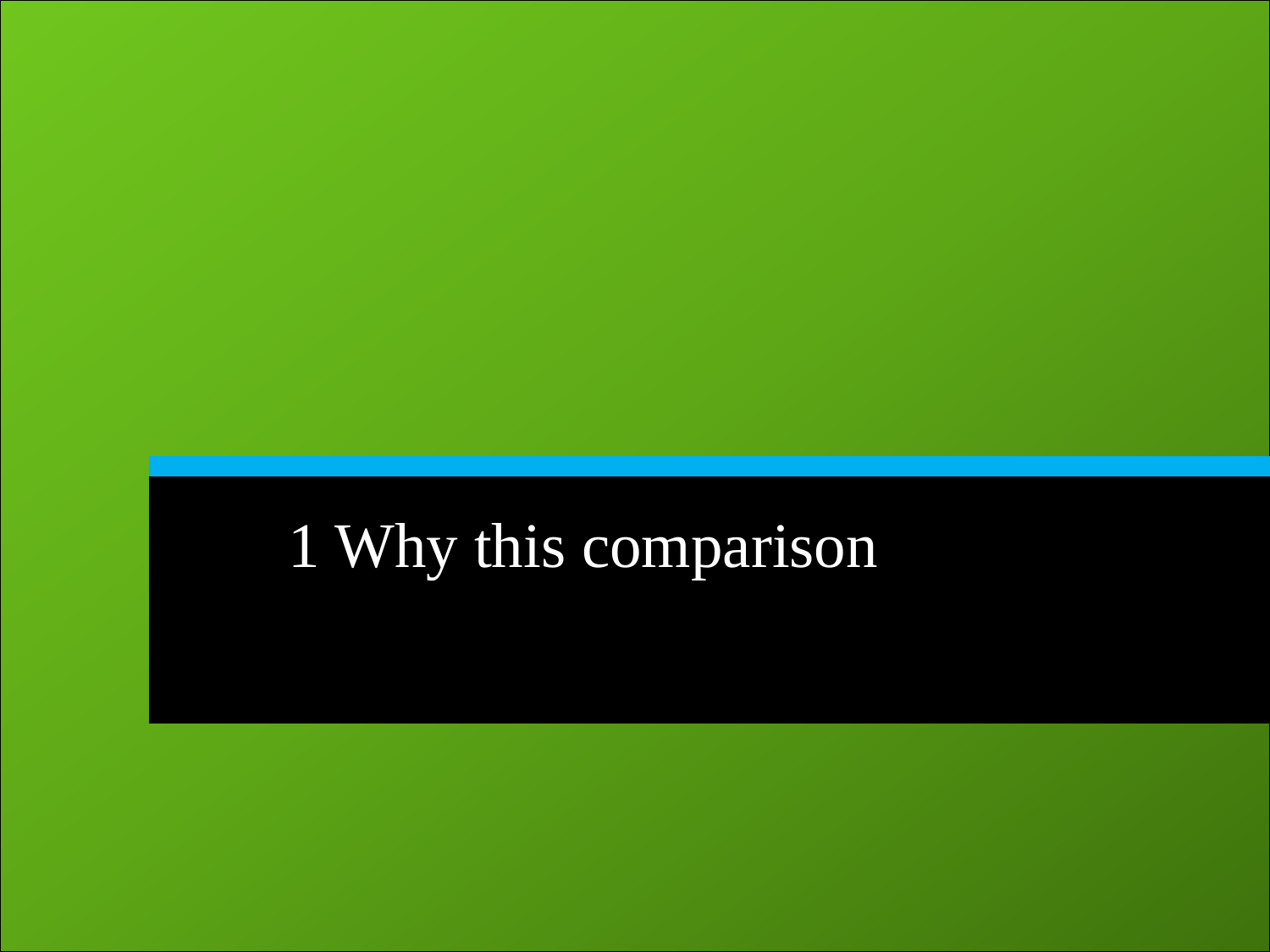# 1 Why this comparison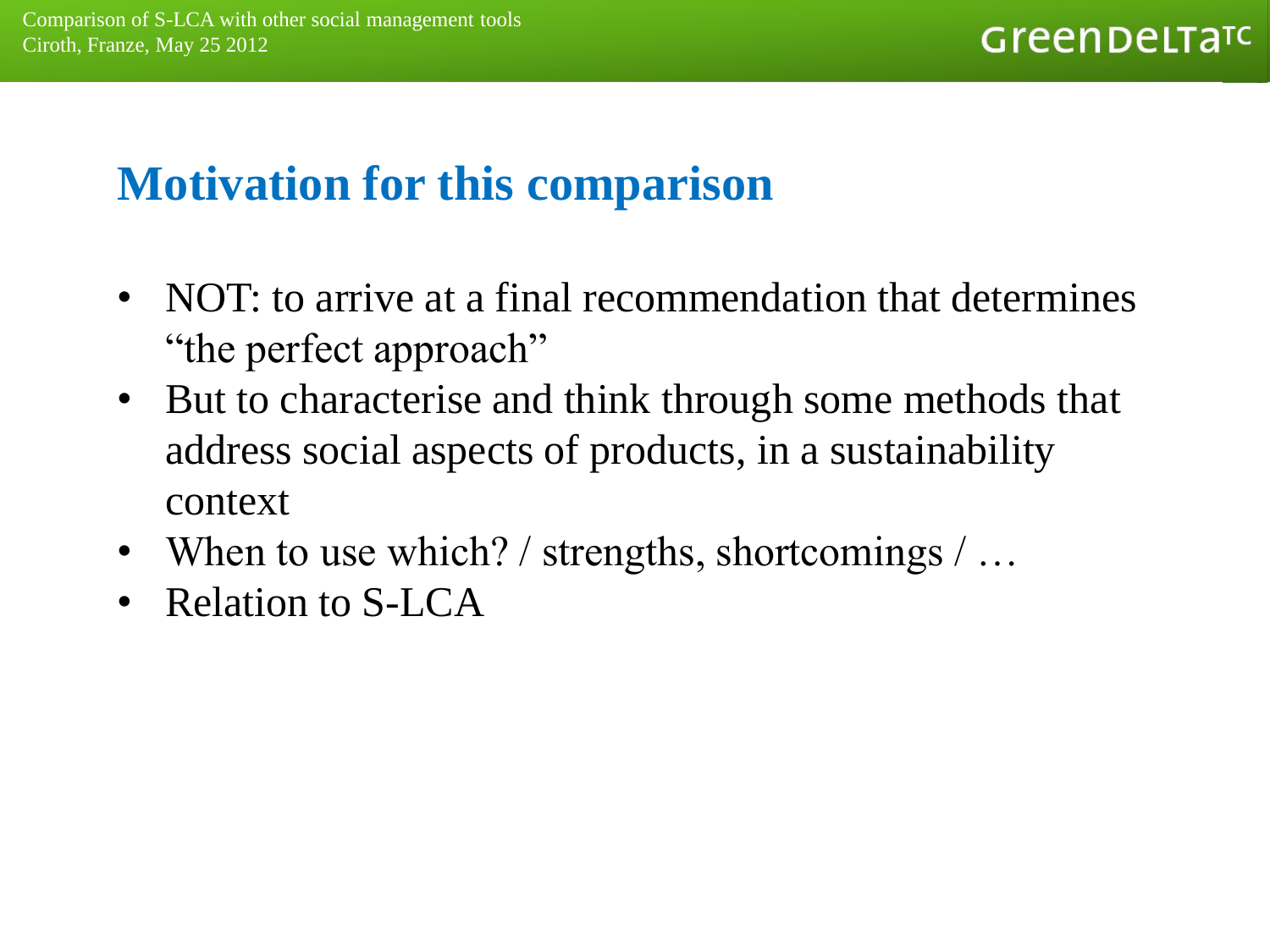## Motivation for this comparison

- NOT: to arrive at a final recommendation that determines "the perfect approach"
- But to characterise and think through some methods that address social aspects of products, in a sustainability context
- When to use which? / strengths, shortcomings / …
- Relation to S-LCA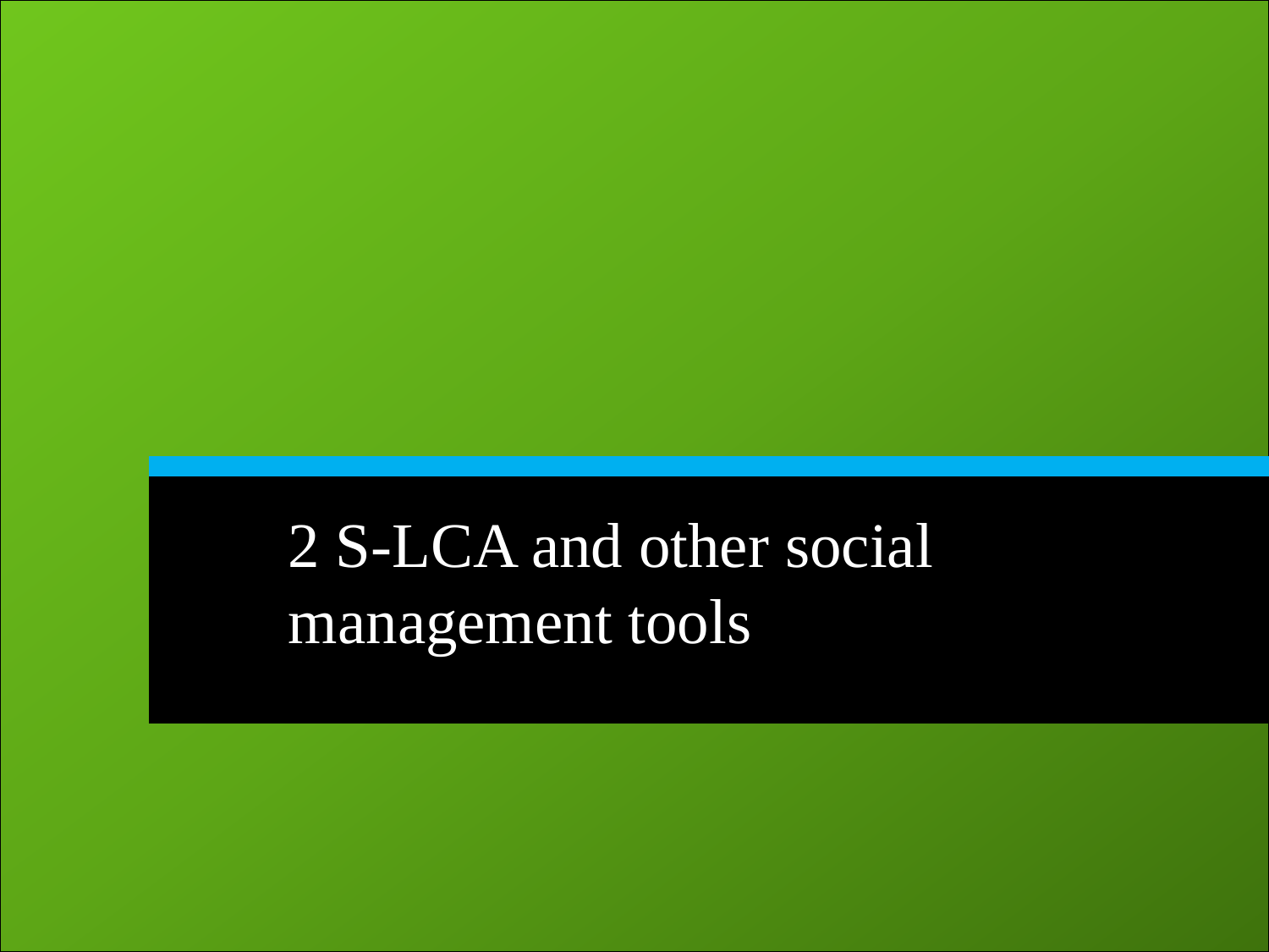# 2 S-LCA and other social management tools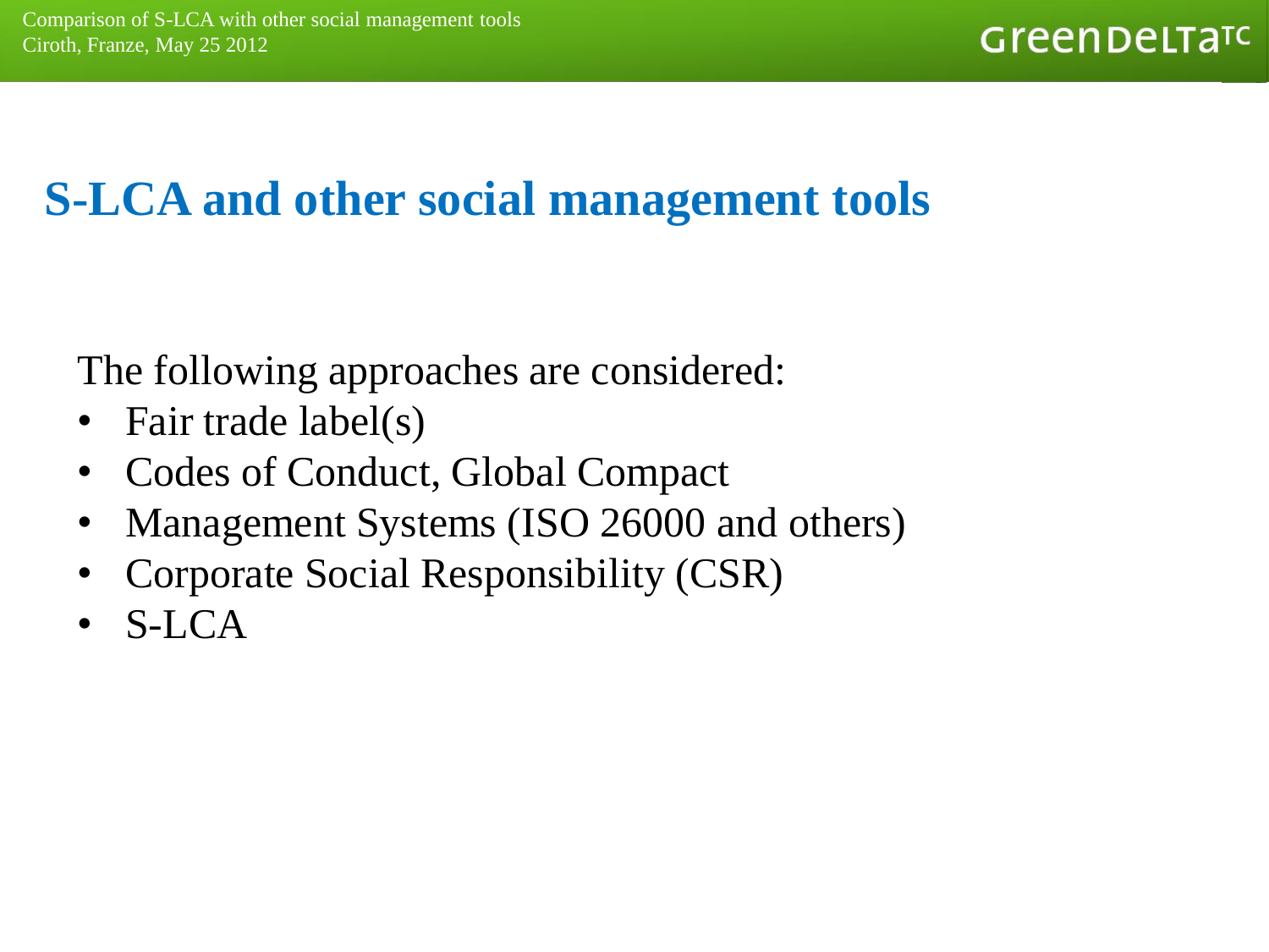# S-LCA and other social management tools

The following approaches are considered:

- Fair trade label(s)
- Codes of Conduct, Global Compact
- Management Systems (ISO 26000 and others)
- Corporate Social Responsibility (CSR)
- S-LCA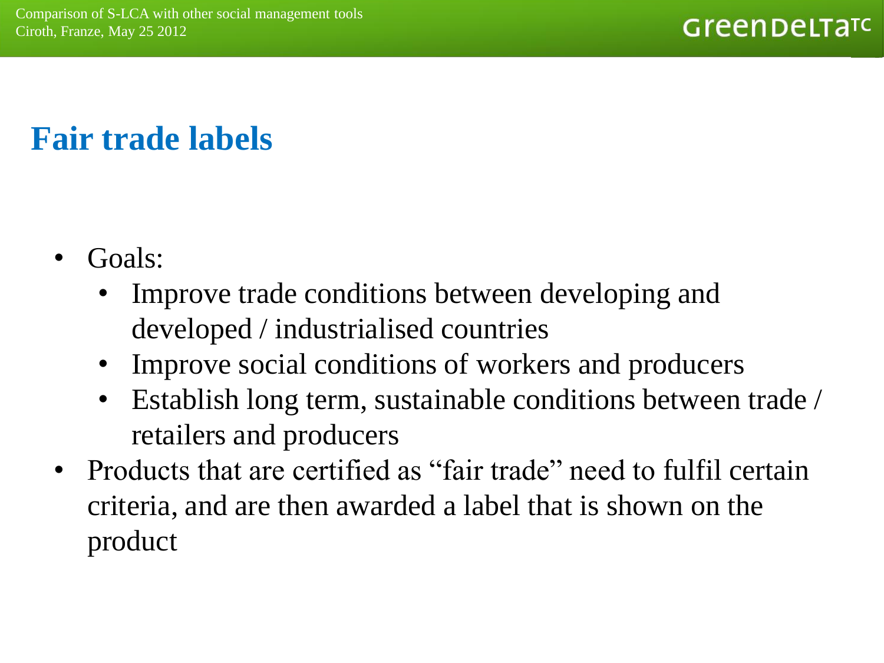# Fair trade labels

- Goals:
  - Improve trade conditions between developing and developed / industrialised countries
  - Improve social conditions of workers and producers
  - Establish long term, sustainable conditions between trade / retailers and producers
- Products that are certified as "fair trade" need to fulfil certain criteria, and are then awarded a label that is shown on the product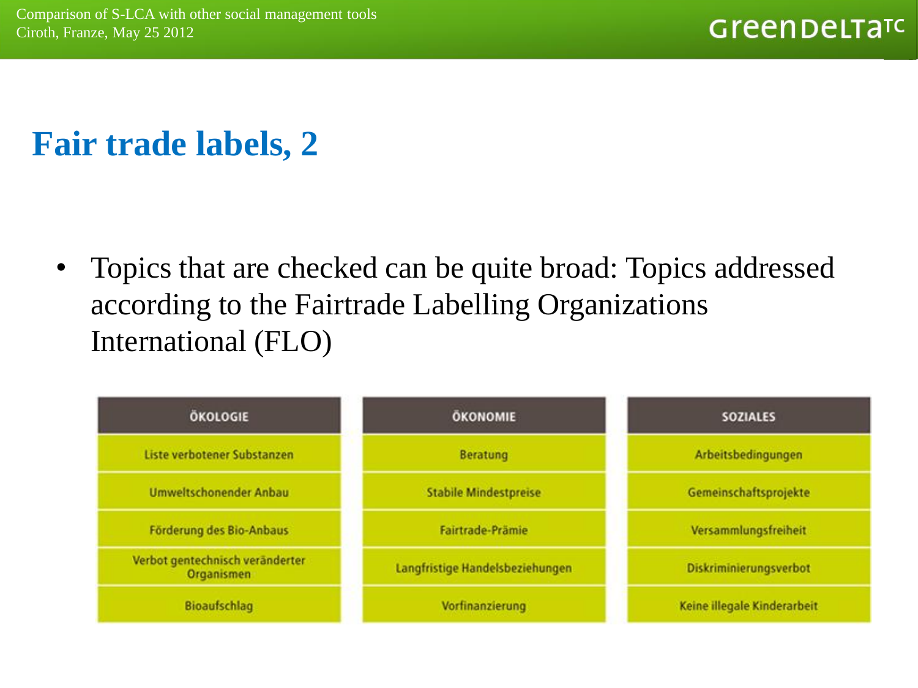# Fair trade labels, 2

- Topics that are checked can be quite broad: Topics addressed according to the Fairtrade Labelling Organizations International (FLO)

| ÖKOLOGIE | ÖKONOMIE | SOZIALES |
| --- | --- | --- |
| Liste verbotener Substanzen | Beratung | Arbeitsbedingungen |
| Umweltschonender Anbau | Stabile Mindestpreise | Gemeinschaftsprojekte |
| Förderung des Bio-Anbaus | Fairtrade-Prämie | Versammlungsfreiheit |
| Verbot gentechnisch veränderter Organismen | Langfristige Handelsbeziehungen | Diskriminierungsverbot |
| Bioaufschlag | Vorfinanzierung | Keine illegale Kinderarbeit |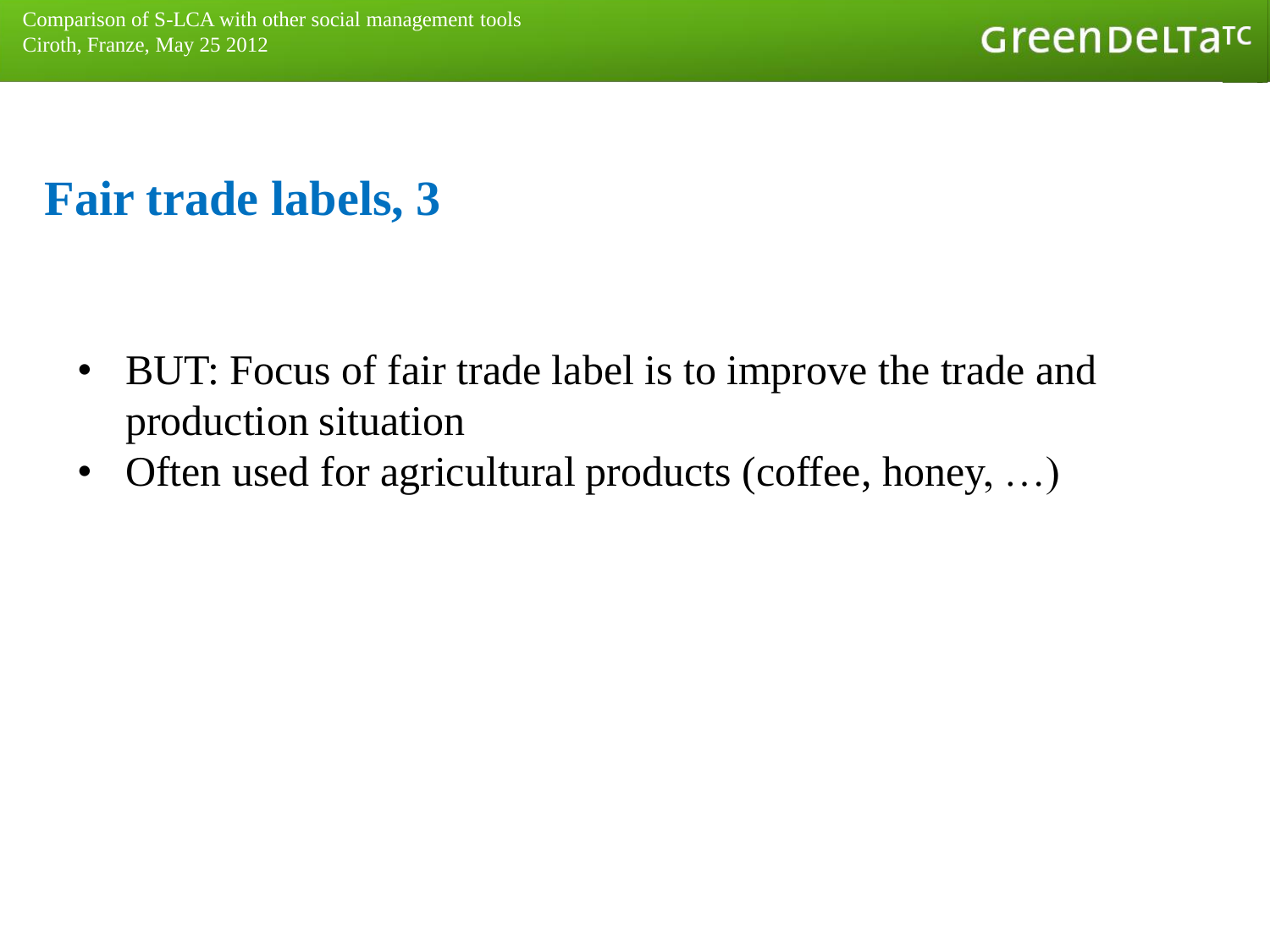# Fair trade labels, 3

- BUT: Focus of fair trade label is to improve the trade and production situation
- Often used for agricultural products (coffee, honey, …)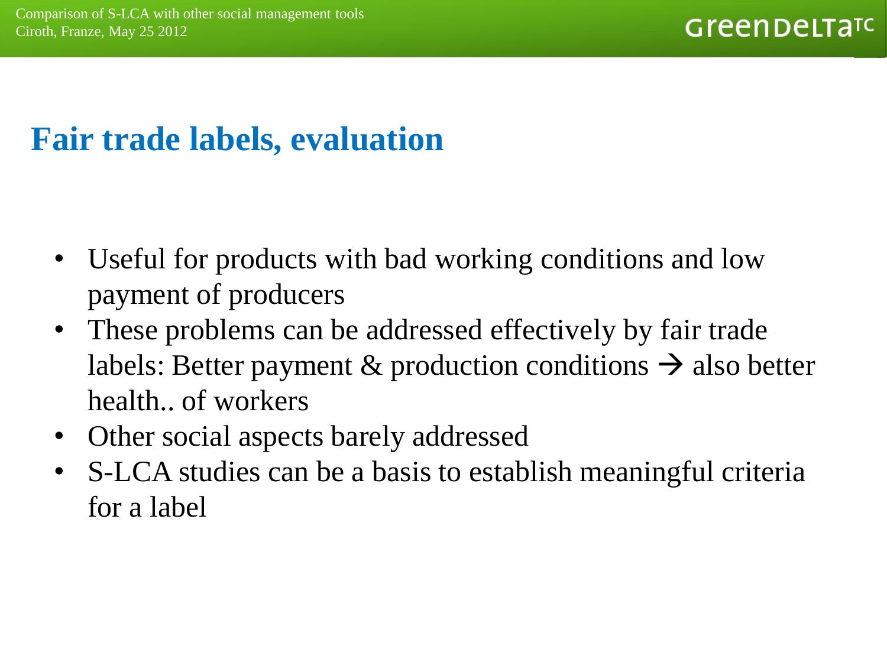# Fair trade labels, evaluation

- Useful for products with bad working conditions and low payment of producers
- These problems can be addressed effectively by fair trade labels: Better payment & production conditions → also better health.. of workers
- Other social aspects barely addressed
- S-LCA studies can be a basis to establish meaningful criteria for a label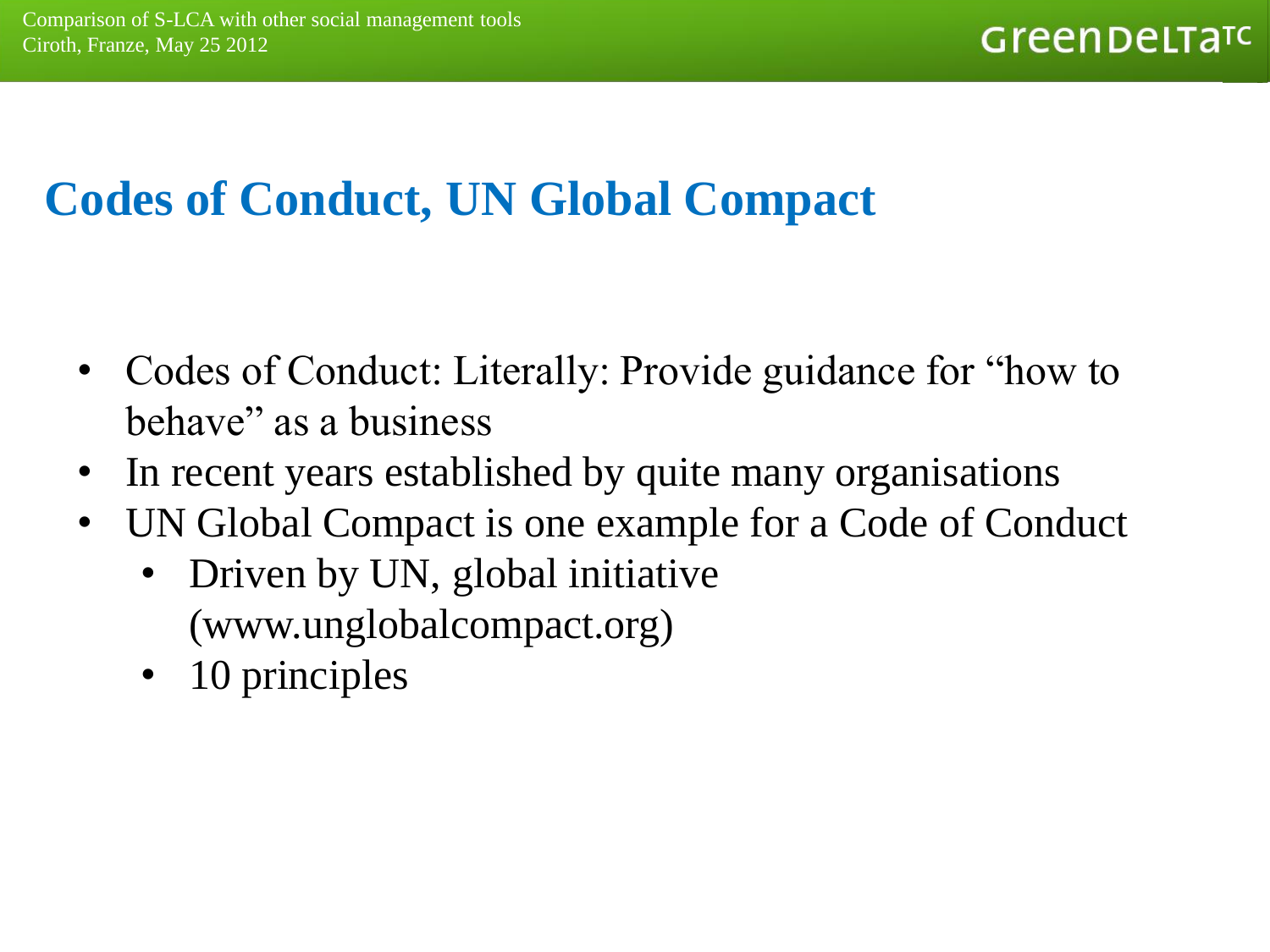# Codes of Conduct, UN Global Compact

- Codes of Conduct: Literally: Provide guidance for "how to behave" as a business
- In recent years established by quite many organisations
- UN Global Compact is one example for a Code of Conduct
  - Driven by UN, global initiative (www.unglobalcompact.org)
  - 10 principles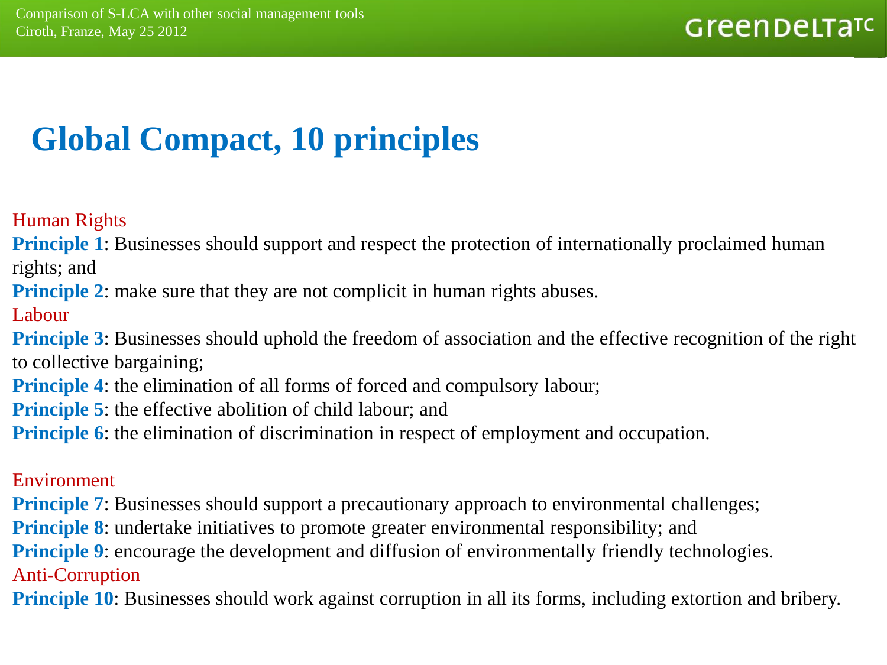# Global Compact, 10 principles

Human Rights

**Principle 1**: Businesses should support and respect the protection of internationally proclaimed human rights; and

**Principle 2**: make sure that they are not complicit in human rights abuses.

Labour

**Principle 3**: Businesses should uphold the freedom of association and the effective recognition of the right to collective bargaining;

**Principle 4**: the elimination of all forms of forced and compulsory labour;

**Principle 5**: the effective abolition of child labour; and

**Principle 6**: the elimination of discrimination in respect of employment and occupation.

Environment

**Principle 7**: Businesses should support a precautionary approach to environmental challenges;

**Principle 8**: undertake initiatives to promote greater environmental responsibility; and

**Principle 9**: encourage the development and diffusion of environmentally friendly technologies.

Anti-Corruption

**Principle 10**: Businesses should work against corruption in all its forms, including extortion and bribery.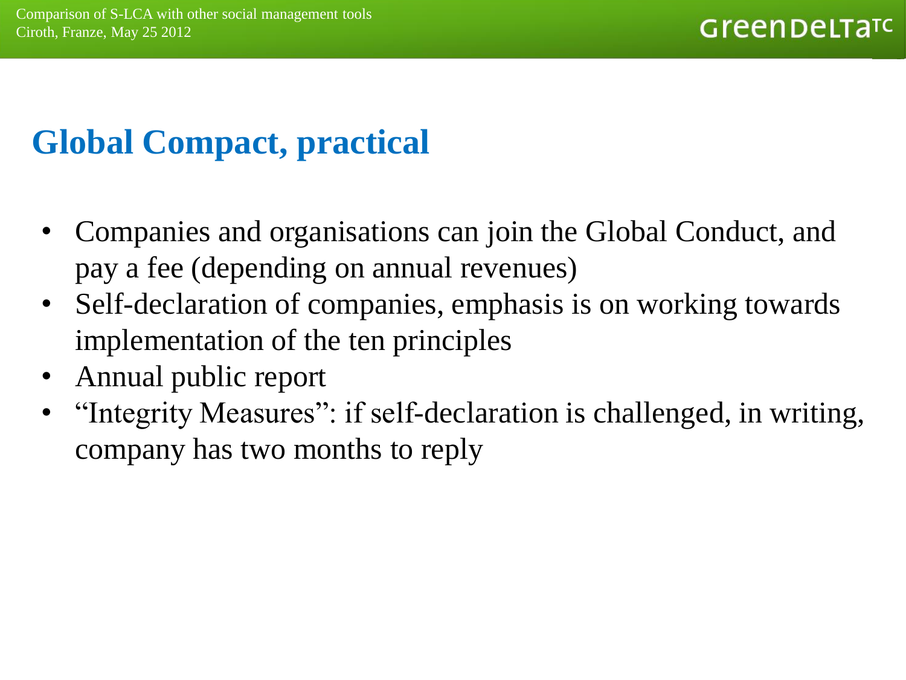# Global Compact, practical

- Companies and organisations can join the Global Conduct, and pay a fee (depending on annual revenues)
- Self-declaration of companies, emphasis is on working towards implementation of the ten principles
- Annual public report
- “Integrity Measures”: if self-declaration is challenged, in writing, company has two months to reply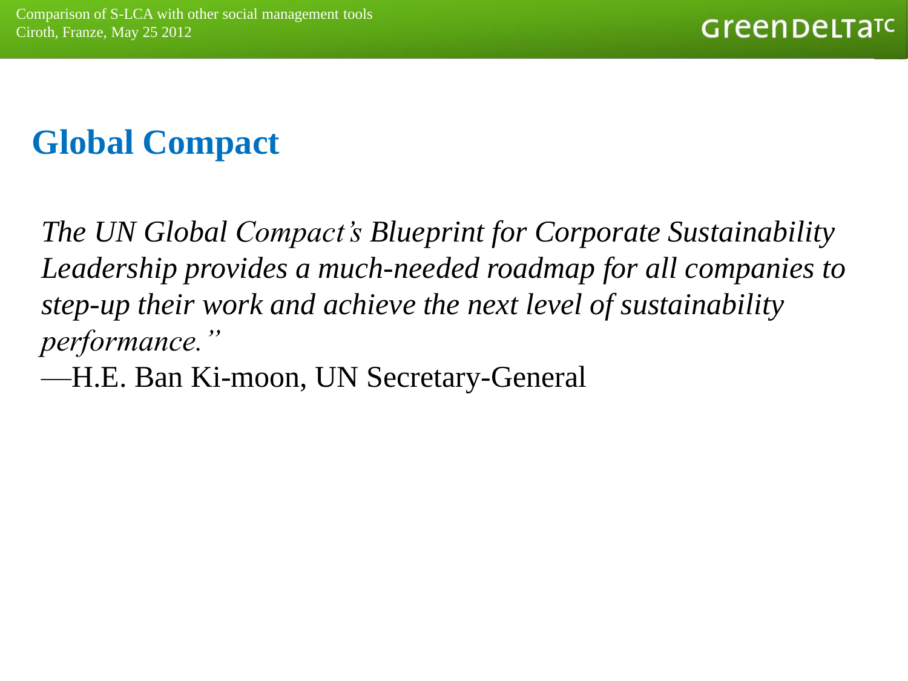# Global Compact

*The UN Global Compact's Blueprint for Corporate Sustainability Leadership provides a much-needed roadmap for all companies to step-up their work and achieve the next level of sustainability performance."*

—H.E. Ban Ki-moon, UN Secretary-General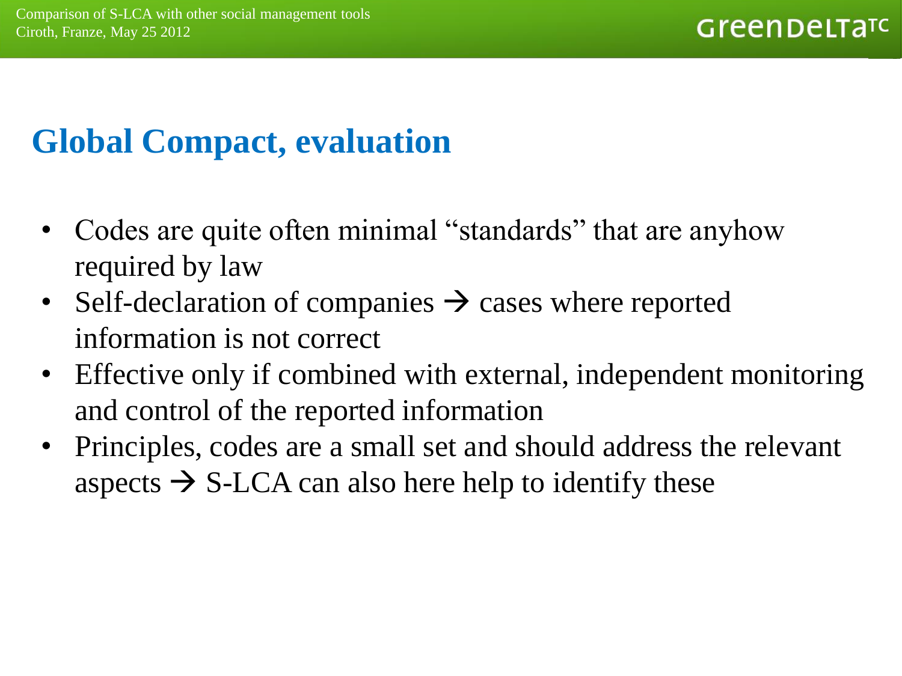# Global Compact, evaluation

- Codes are quite often minimal “standards” that are anyhow required by law
- Self-declaration of companies → cases where reported information is not correct
- Effective only if combined with external, independent monitoring and control of the reported information
- Principles, codes are a small set and should address the relevant aspects → S-LCA can also here help to identify these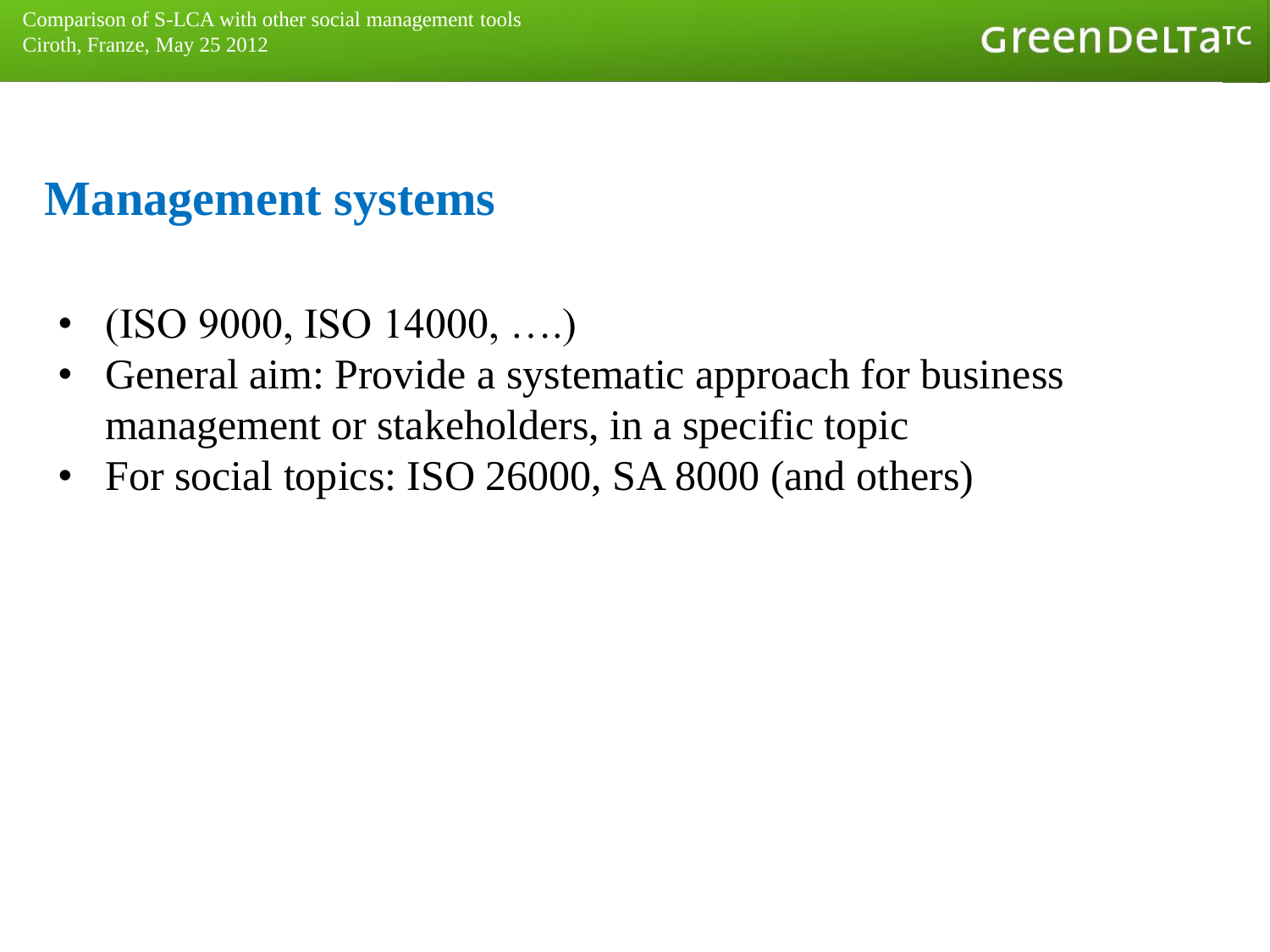# Management systems

- (ISO 9000, ISO 14000, ….)
- General aim: Provide a systematic approach for business management or stakeholders, in a specific topic
- For social topics: ISO 26000, SA 8000 (and others)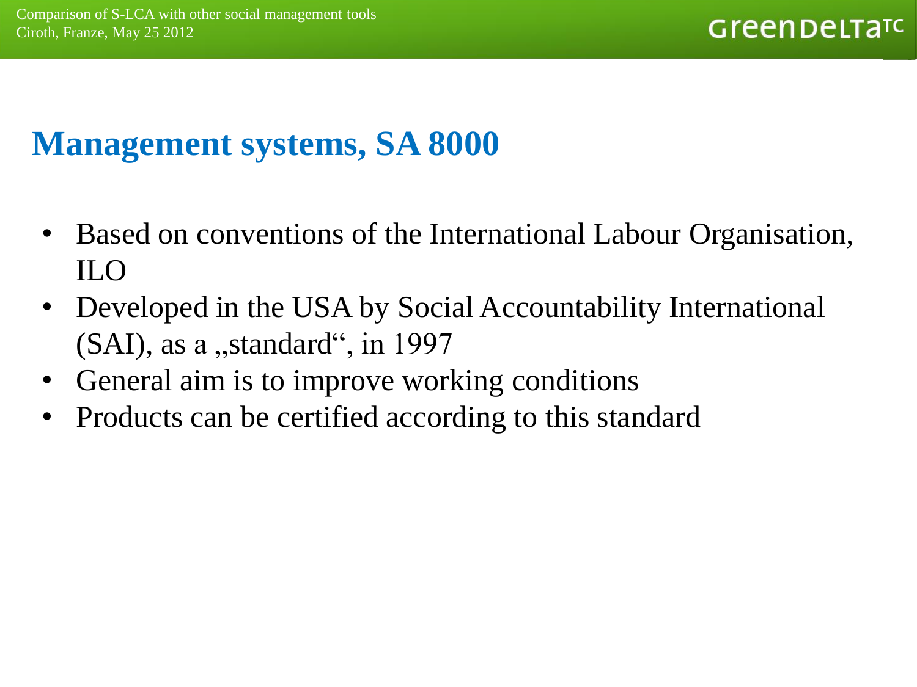# Management systems, SA 8000

- Based on conventions of the International Labour Organisation, ILO
- Developed in the USA by Social Accountability International (SAI), as a „standard“, in 1997
- General aim is to improve working conditions
- Products can be certified according to this standard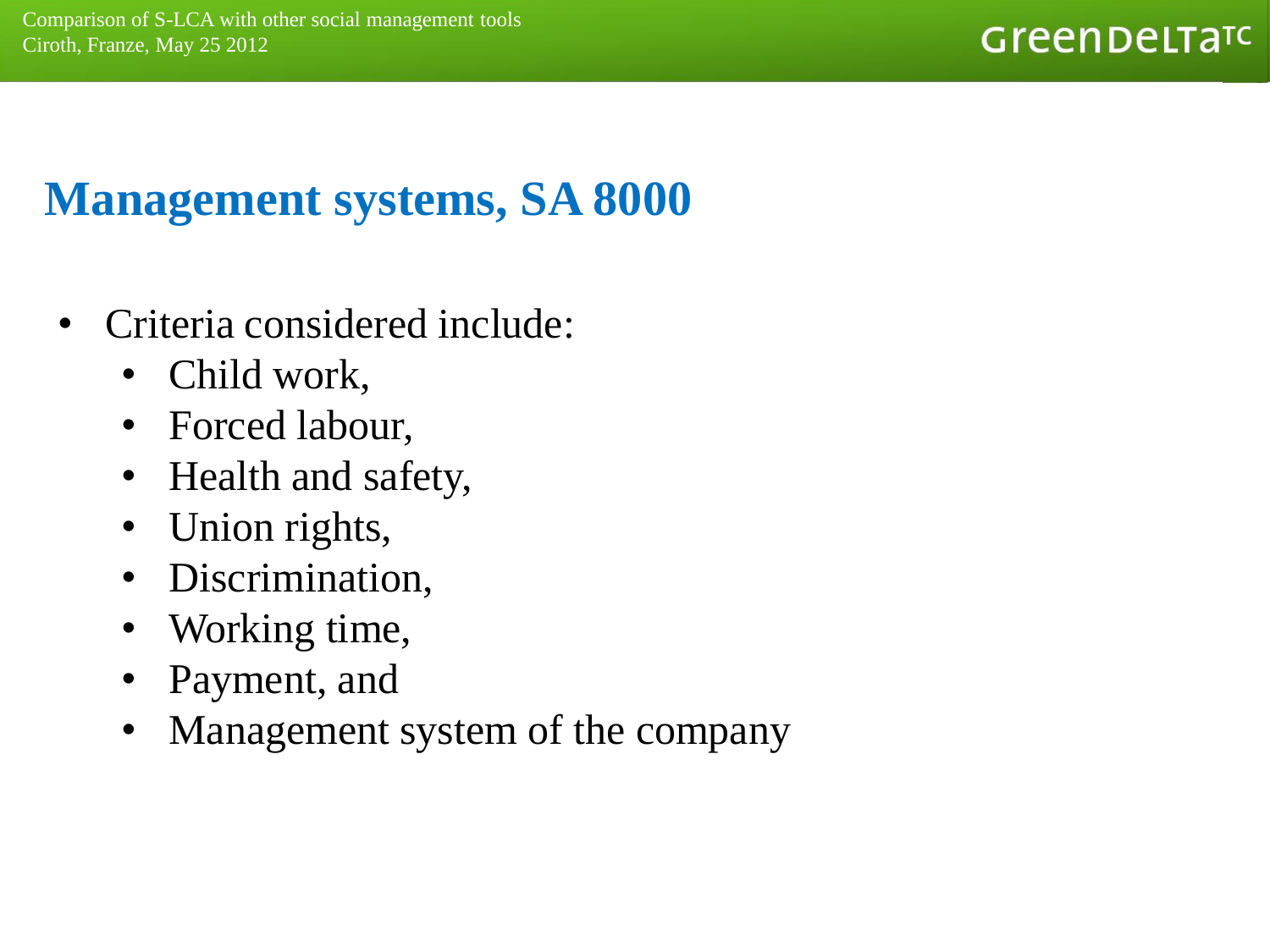# Management systems, SA 8000

- Criteria considered include:
  - Child work,
  - Forced labour,
  - Health and safety,
  - Union rights,
  - Discrimination,
  - Working time,
  - Payment, and
  - Management system of the company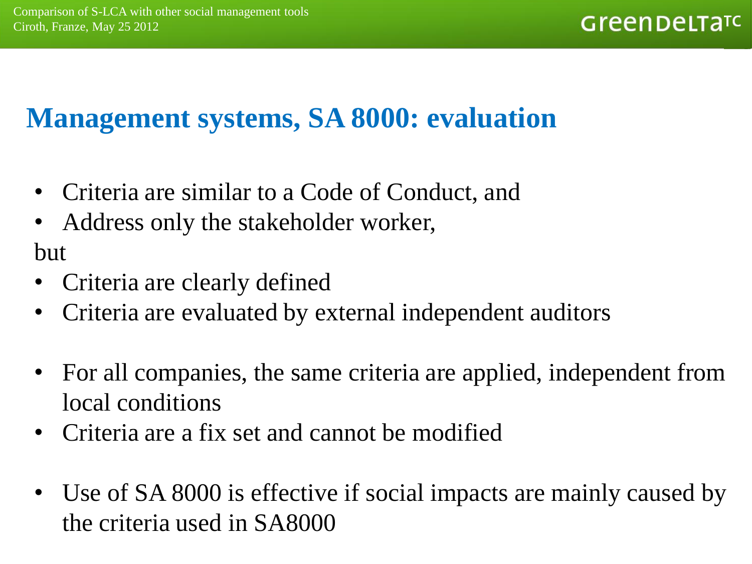## Management systems, SA 8000: evaluation

- Criteria are similar to a Code of Conduct, and
- Address only the stakeholder worker,

but

- Criteria are clearly defined
- Criteria are evaluated by external independent auditors

- For all companies, the same criteria are applied, independent from local conditions
- Criteria are a fix set and cannot be modified

- Use of SA 8000 is effective if social impacts are mainly caused by the criteria used in SA8000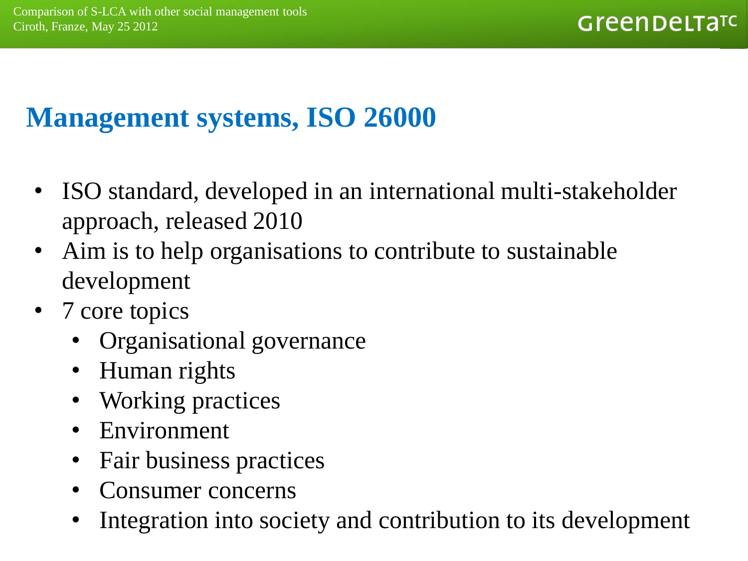## Management systems, ISO 26000

- ISO standard, developed in an international multi-stakeholder approach, released 2010
- Aim is to help organisations to contribute to sustainable development
- 7 core topics
  - Organisational governance
  - Human rights
  - Working practices
  - Environment
  - Fair business practices
  - Consumer concerns
  - Integration into society and contribution to its development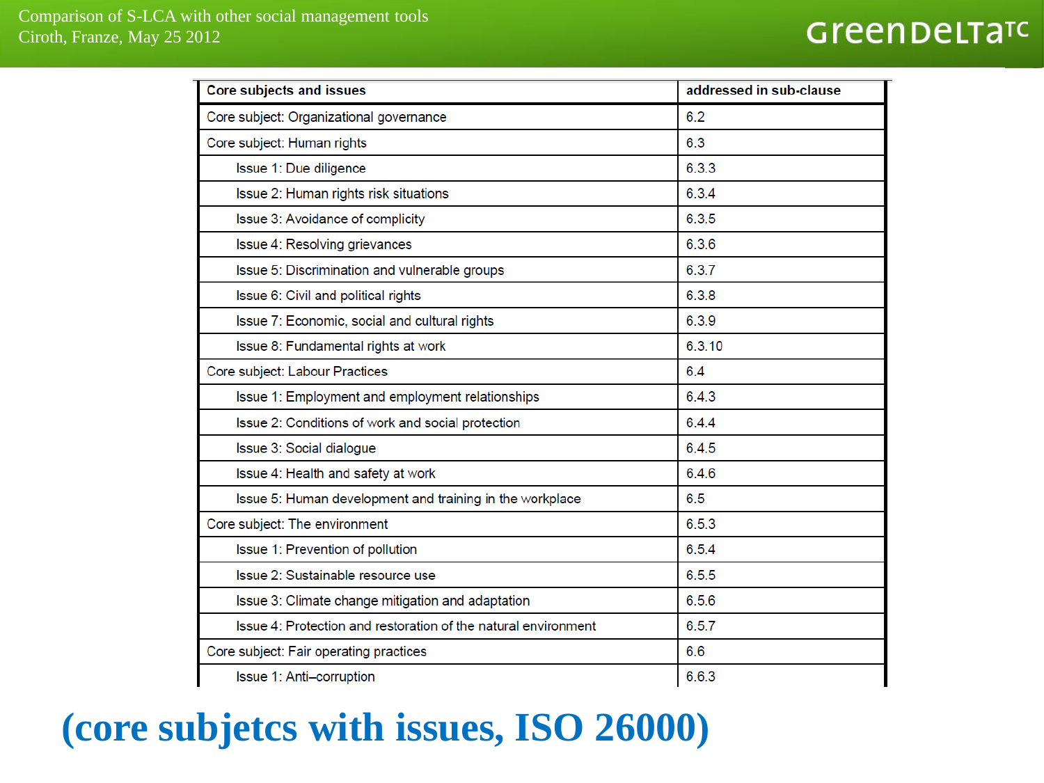| Core subjects and issues | addressed in sub-clause |
|---|---|
| Core subject: Organizational governance | 6.2 |
| Core subject: Human rights | 6.3 |
| Issue 1: Due diligence | 6.3.3 |
| Issue 2: Human rights risk situations | 6.3.4 |
| Issue 3: Avoidance of complicity | 6.3.5 |
| Issue 4: Resolving grievances | 6.3.6 |
| Issue 5: Discrimination and vulnerable groups | 6.3.7 |
| Issue 6: Civil and political rights | 6.3.8 |
| Issue 7: Economic, social and cultural rights | 6.3.9 |
| Issue 8: Fundamental rights at work | 6.3.10 |
| Core subject: Labour Practices | 6.4 |
| Issue 1: Employment and employment relationships | 6.4.3 |
| Issue 2: Conditions of work and social protection | 6.4.4 |
| Issue 3: Social dialogue | 6.4.5 |
| Issue 4: Health and safety at work | 6.4.6 |
| Issue 5: Human development and training in the workplace | 6.5 |
| Core subject: The environment | 6.5.3 |
| Issue 1: Prevention of pollution | 6.5.4 |
| Issue 2: Sustainable resource use | 6.5.5 |
| Issue 3: Climate change mitigation and adaptation | 6.5.6 |
| Issue 4: Protection and restoration of the natural environment | 6.5.7 |
| Core subject: Fair operating practices | 6.6 |
| Issue 1: Anti–corruption | 6.6.3 |

# (core subjetcs with issues, ISO 26000)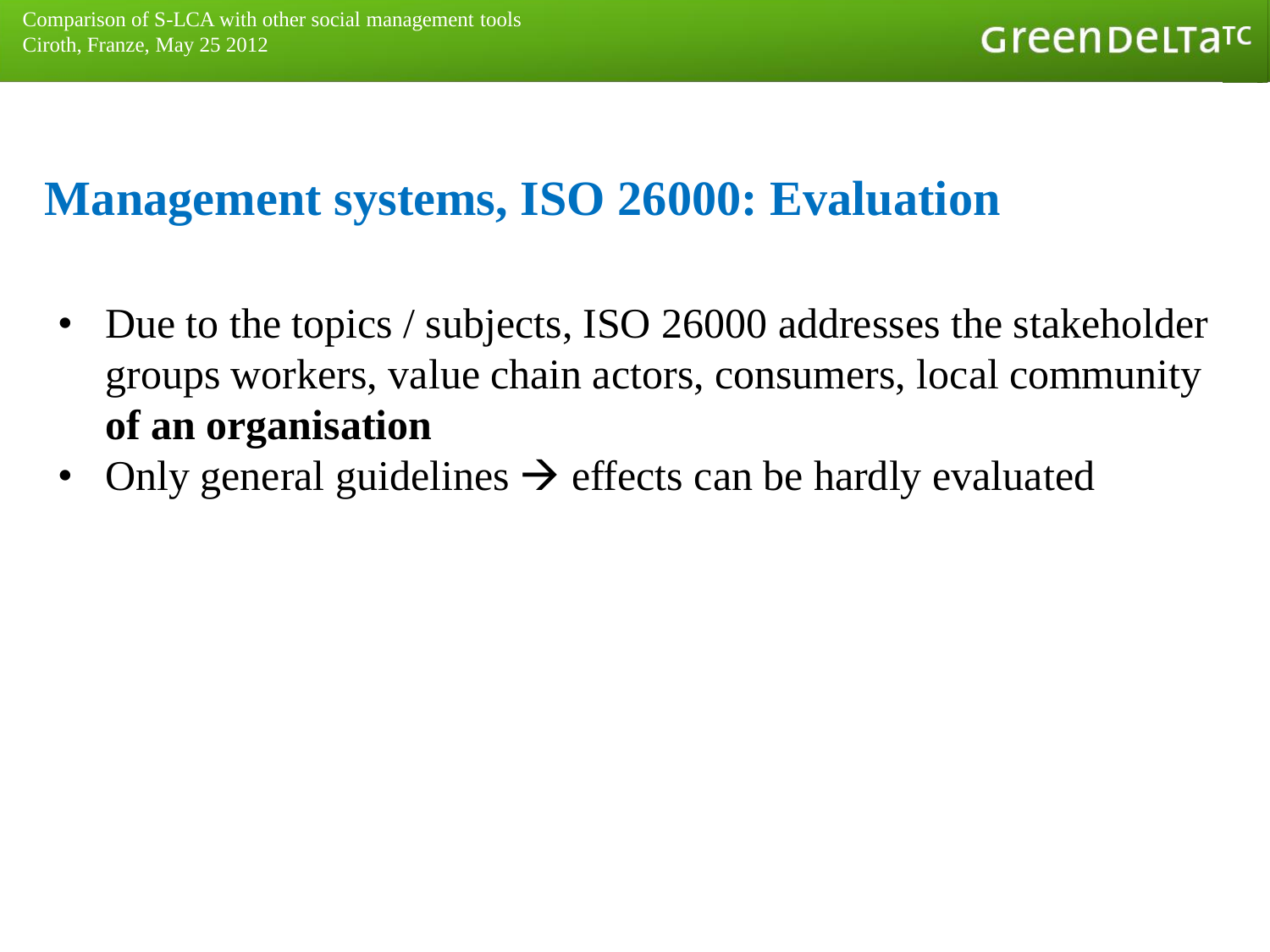## Management systems, ISO 26000: Evaluation

- Due to the topics / subjects, ISO 26000 addresses the stakeholder groups workers, value chain actors, consumers, local community **of an organisation**
- Only general guidelines → effects can be hardly evaluated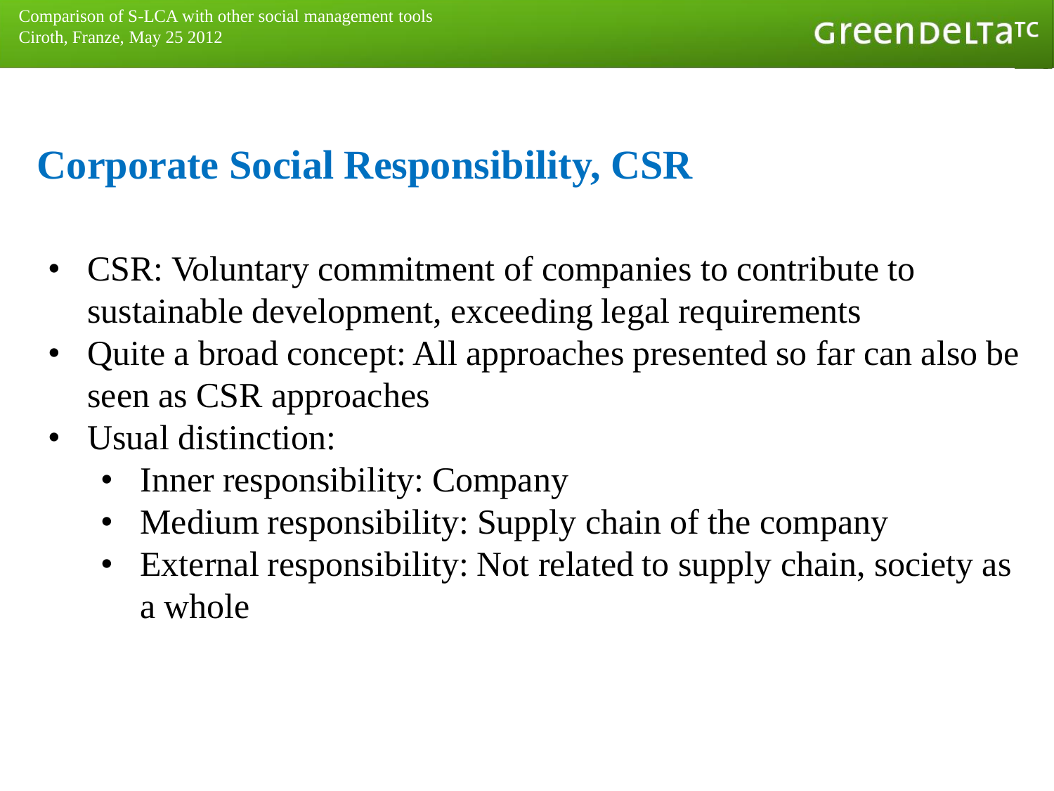## Corporate Social Responsibility, CSR

- CSR: Voluntary commitment of companies to contribute to sustainable development, exceeding legal requirements
- Quite a broad concept: All approaches presented so far can also be seen as CSR approaches
- Usual distinction:
  - Inner responsibility: Company
  - Medium responsibility: Supply chain of the company
  - External responsibility: Not related to supply chain, society as a whole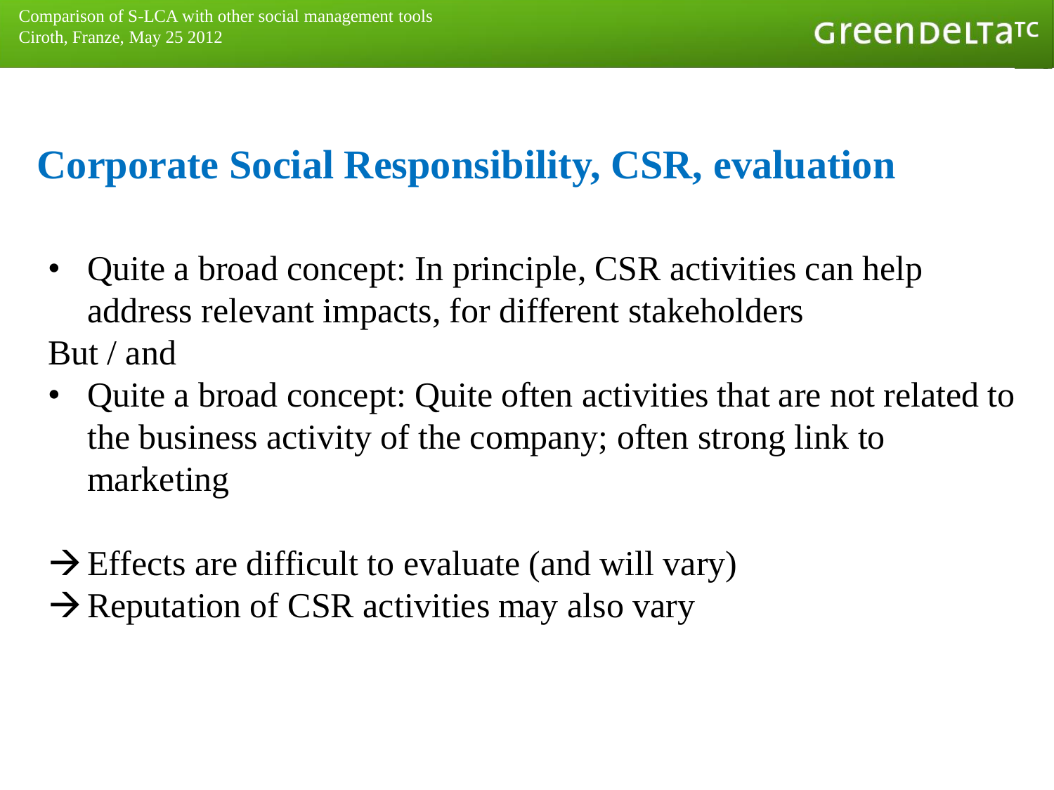# Corporate Social Responsibility, CSR, evaluation

- Quite a broad concept: In principle, CSR activities can help address relevant impacts, for different stakeholders

But / and

- Quite a broad concept: Quite often activities that are not related to the business activity of the company; often strong link to marketing

→ Effects are difficult to evaluate (and will vary)
→ Reputation of CSR activities may also vary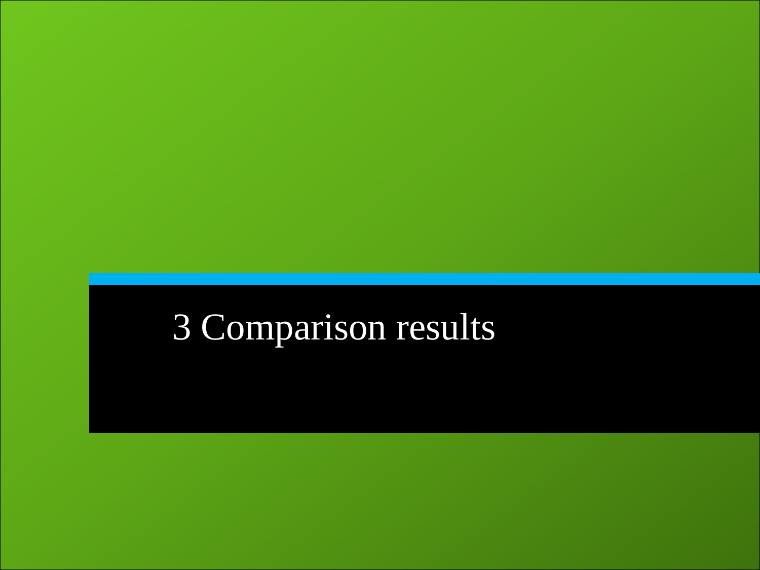# 3 Comparison results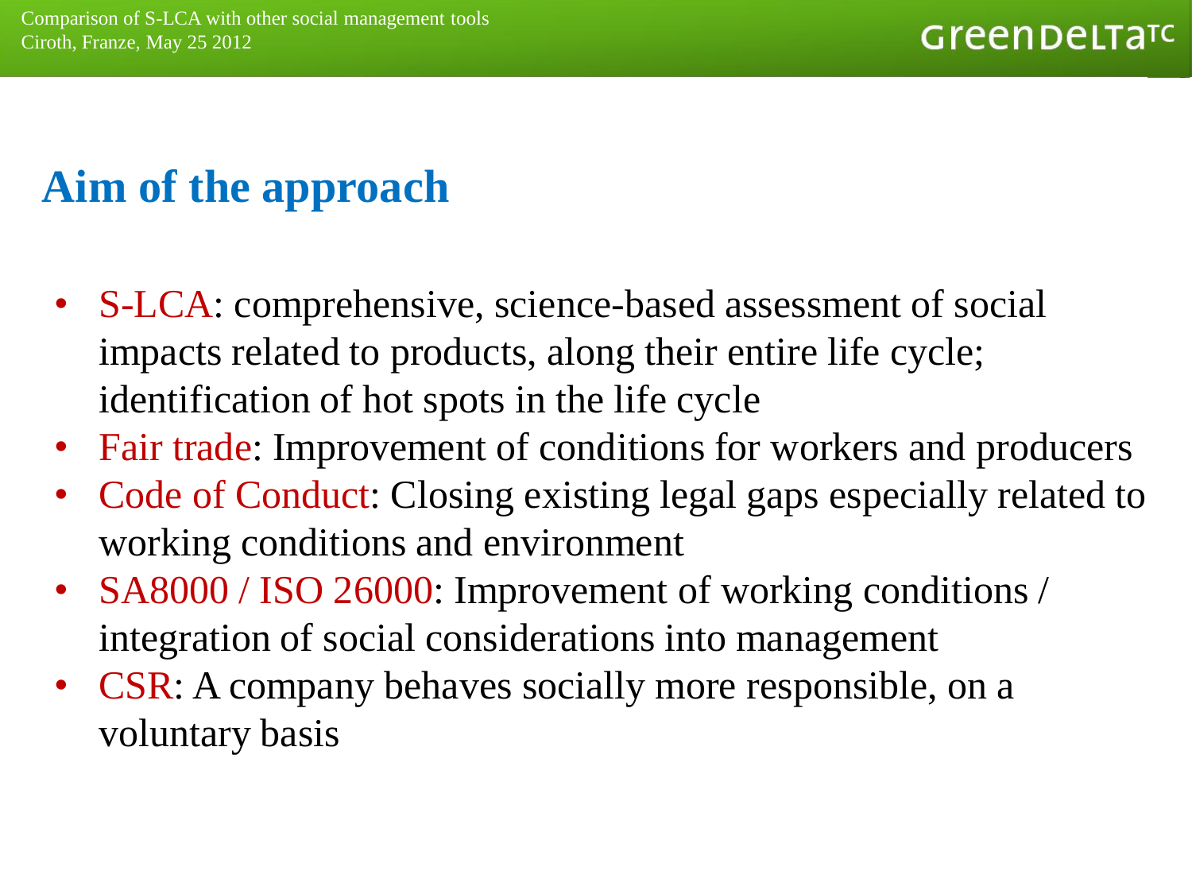## Aim of the approach

- S-LCA: comprehensive, science-based assessment of social impacts related to products, along their entire life cycle; identification of hot spots in the life cycle
- Fair trade: Improvement of conditions for workers and producers
- Code of Conduct: Closing existing legal gaps especially related to working conditions and environment
- SA8000 / ISO 26000: Improvement of working conditions / integration of social considerations into management
- CSR: A company behaves socially more responsible, on a voluntary basis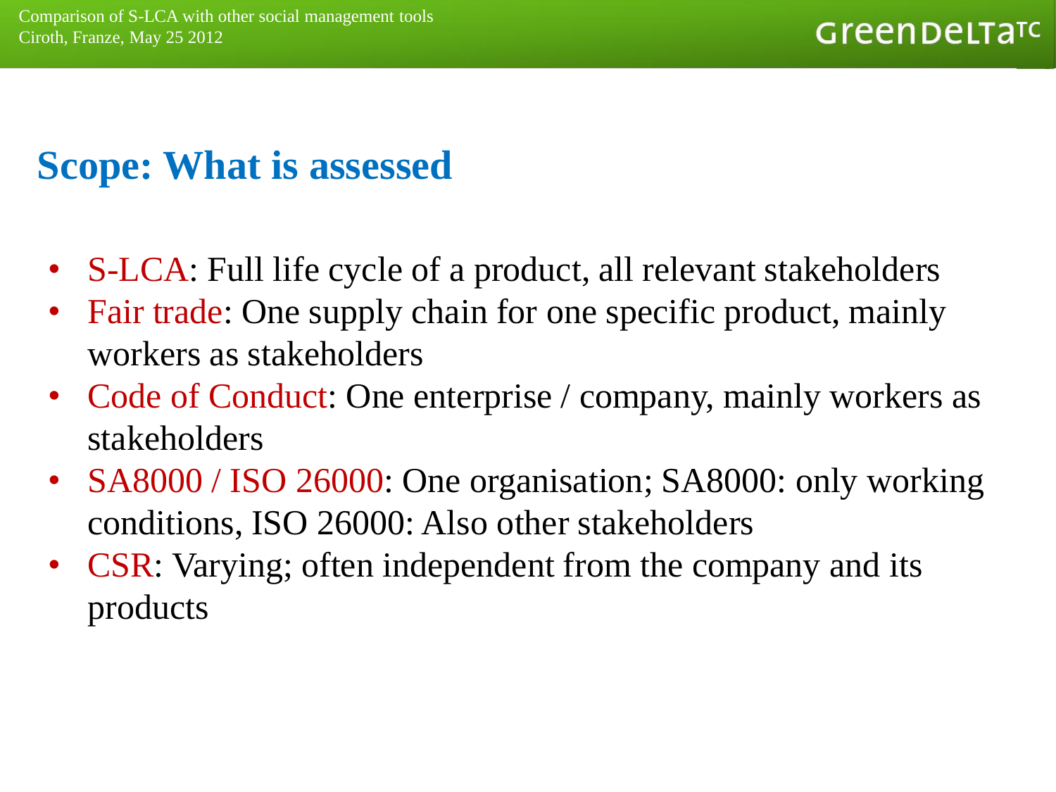## Scope: What is assessed

- S-LCA: Full life cycle of a product, all relevant stakeholders
- Fair trade: One supply chain for one specific product, mainly workers as stakeholders
- Code of Conduct: One enterprise / company, mainly workers as stakeholders
- SA8000 / ISO 26000: One organisation; SA8000: only working conditions, ISO 26000: Also other stakeholders
- CSR: Varying; often independent from the company and its products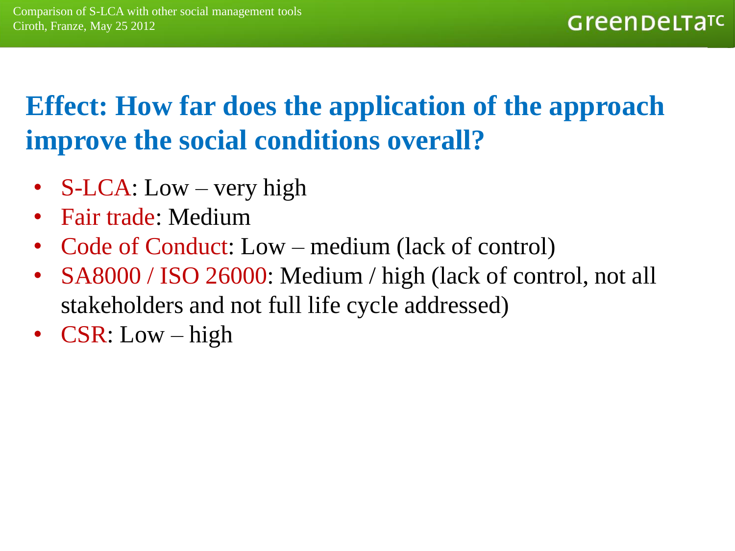## Effect: How far does the application of the approach improve the social conditions overall?

- S-LCA: Low – very high
- Fair trade: Medium
- Code of Conduct: Low – medium (lack of control)
- SA8000 / ISO 26000: Medium / high (lack of control, not all stakeholders and not full life cycle addressed)
- CSR: Low – high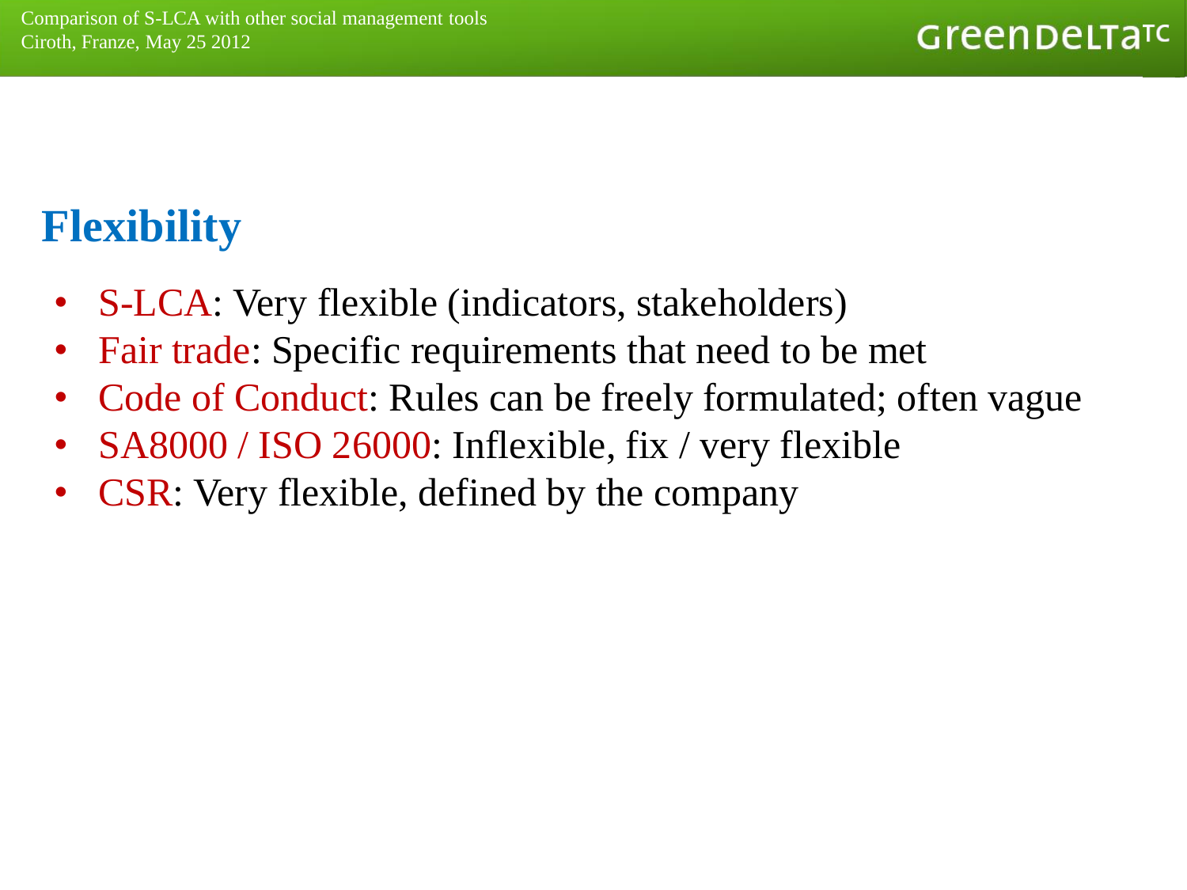## Flexibility

- S-LCA: Very flexible (indicators, stakeholders)
- Fair trade: Specific requirements that need to be met
- Code of Conduct: Rules can be freely formulated; often vague
- SA8000 / ISO 26000: Inflexible, fix / very flexible
- CSR: Very flexible, defined by the company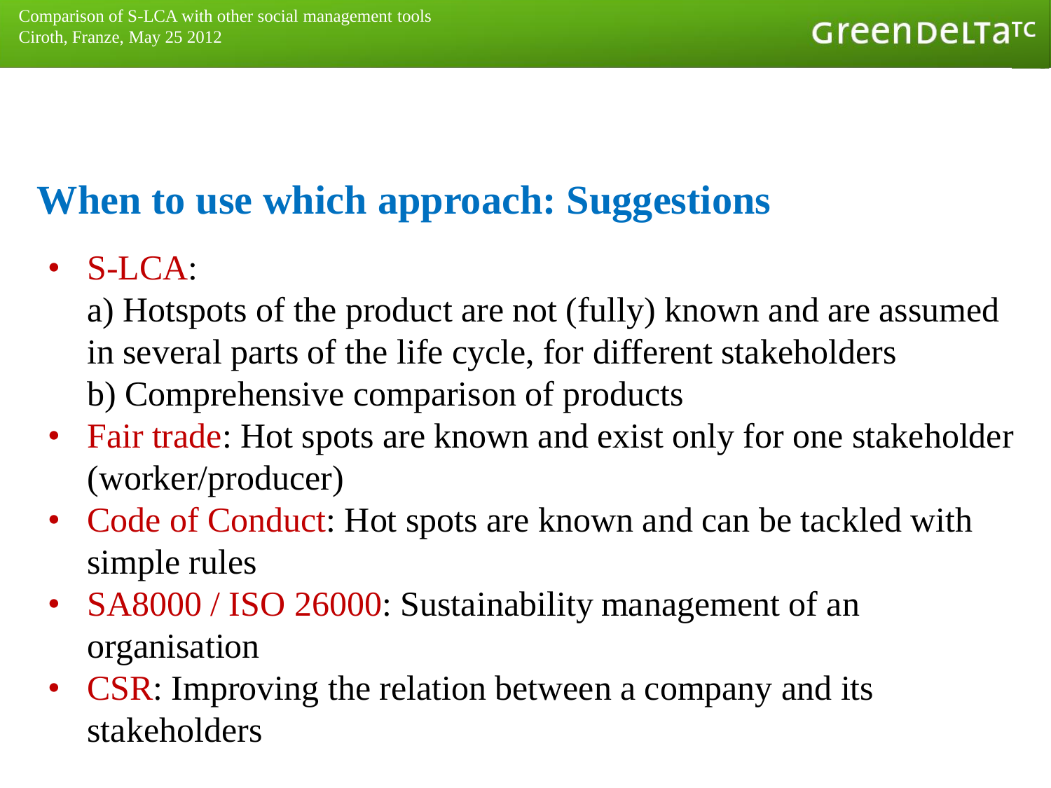## When to use which approach: Suggestions

- S-LCA:

  a) Hotspots of the product are not (fully) known and are assumed in several parts of the life cycle, for different stakeholders

  b) Comprehensive comparison of products
- Fair trade: Hot spots are known and exist only for one stakeholder (worker/producer)
- Code of Conduct: Hot spots are known and can be tackled with simple rules
- SA8000 / ISO 26000: Sustainability management of an organisation
- CSR: Improving the relation between a company and its stakeholders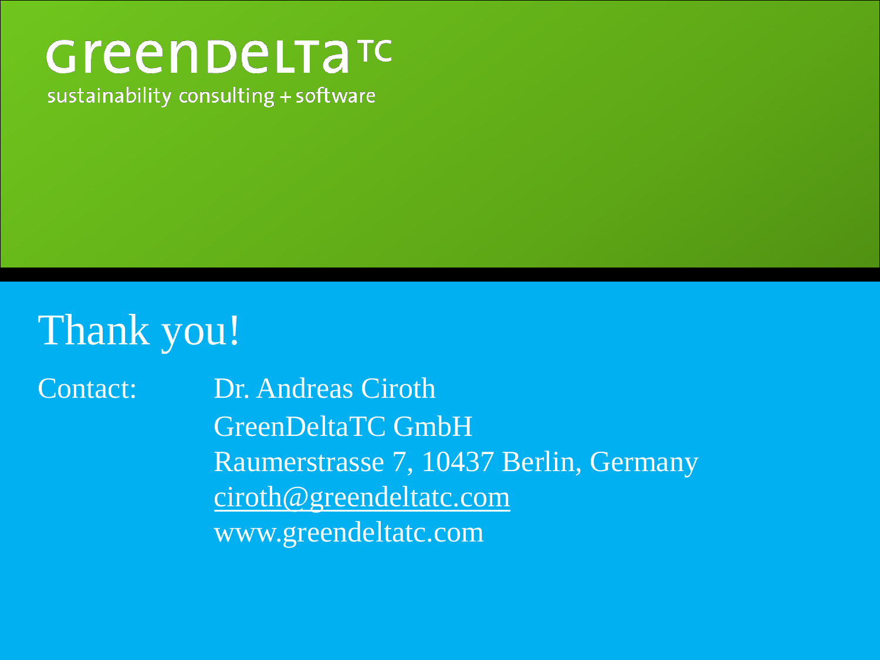GreenDeltaTC

sustainability consulting + software

# Thank you!

Contact: Dr. Andreas Ciroth

GreenDeltaTC GmbH

Raumerstrasse 7, 10437 Berlin, Germany

ciroth@greendeltatc.com

www.greendeltatc.com